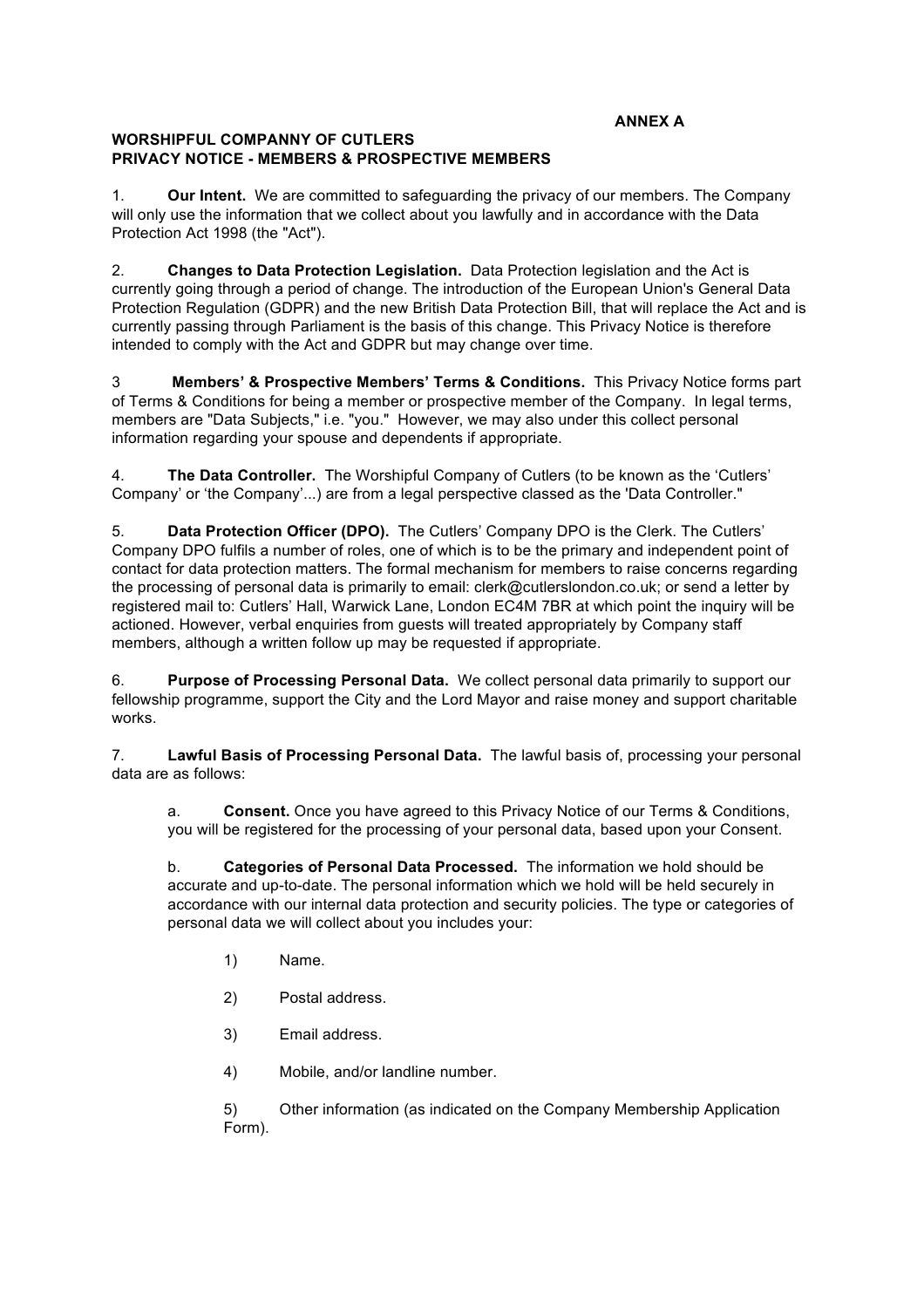**ANNEX A**

**WORSHIPFUL COMPANNY OF CUTLERS**
**PRIVACY NOTICE - MEMBERS & PROSPECTIVE MEMBERS**

1. **Our Intent.** We are committed to safeguarding the privacy of our members. The Company will only use the information that we collect about you lawfully and in accordance with the Data Protection Act 1998 (the "Act").

2. **Changes to Data Protection Legislation.** Data Protection legislation and the Act is currently going through a period of change. The introduction of the European Union's General Data Protection Regulation (GDPR) and the new British Data Protection Bill, that will replace the Act and is currently passing through Parliament is the basis of this change. This Privacy Notice is therefore intended to comply with the Act and GDPR but may change over time.

3 **Members' & Prospective Members' Terms & Conditions.** This Privacy Notice forms part of Terms & Conditions for being a member or prospective member of the Company. In legal terms, members are "Data Subjects," i.e. "you." However, we may also under this collect personal information regarding your spouse and dependents if appropriate.

4. **The Data Controller.** The Worshipful Company of Cutlers (to be known as the 'Cutlers' Company' or 'the Company'...) are from a legal perspective classed as the 'Data Controller."

5. **Data Protection Officer (DPO).** The Cutlers' Company DPO is the Clerk. The Cutlers' Company DPO fulfils a number of roles, one of which is to be the primary and independent point of contact for data protection matters. The formal mechanism for members to raise concerns regarding the processing of personal data is primarily to email: clerk@cutlerslondon.co.uk; or send a letter by registered mail to: Cutlers' Hall, Warwick Lane, London EC4M 7BR at which point the inquiry will be actioned. However, verbal enquiries from guests will treated appropriately by Company staff members, although a written follow up may be requested if appropriate.

6. **Purpose of Processing Personal Data.** We collect personal data primarily to support our fellowship programme, support the City and the Lord Mayor and raise money and support charitable works.

7. **Lawful Basis of Processing Personal Data.** The lawful basis of, processing your personal data are as follows:

  a. **Consent.** Once you have agreed to this Privacy Notice of our Terms & Conditions, you will be registered for the processing of your personal data, based upon your Consent.

  b. **Categories of Personal Data Processed.** The information we hold should be accurate and up-to-date. The personal information which we hold will be held securely in accordance with our internal data protection and security policies. The type or categories of personal data we will collect about you includes your:

    1) Name.

    2) Postal address.

    3) Email address.

    4) Mobile, and/or landline number.

    5) Other information (as indicated on the Company Membership Application Form).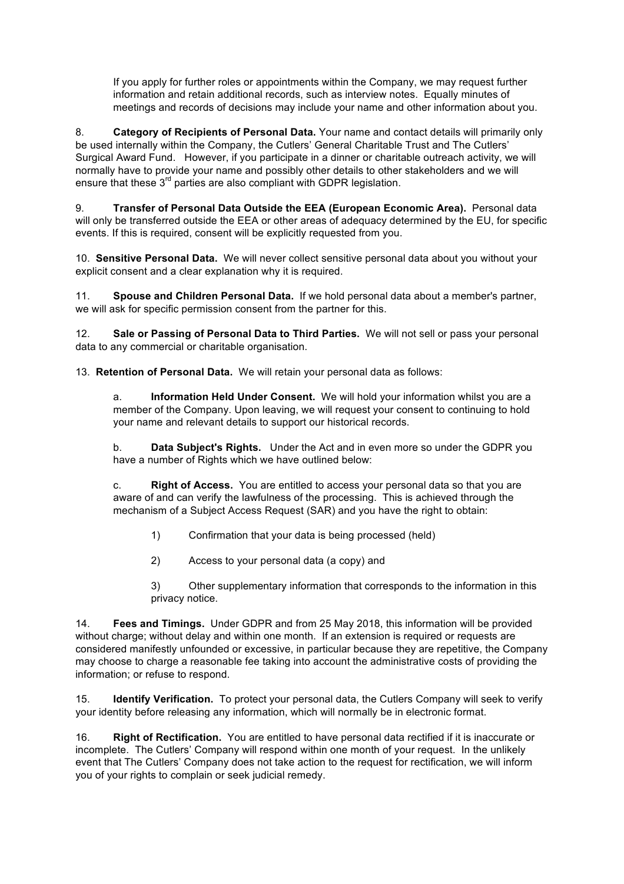If you apply for further roles or appointments within the Company, we may request further information and retain additional records, such as interview notes. Equally minutes of meetings and records of decisions may include your name and other information about you.

8. **Category of Recipients of Personal Data.** Your name and contact details will primarily only be used internally within the Company, the Cutlers' General Charitable Trust and The Cutlers' Surgical Award Fund. However, if you participate in a dinner or charitable outreach activity, we will normally have to provide your name and possibly other details to other stakeholders and we will ensure that these 3rd parties are also compliant with GDPR legislation.

9. **Transfer of Personal Data Outside the EEA (European Economic Area).** Personal data will only be transferred outside the EEA or other areas of adequacy determined by the EU, for specific events. If this is required, consent will be explicitly requested from you.

10. **Sensitive Personal Data.** We will never collect sensitive personal data about you without your explicit consent and a clear explanation why it is required.

11. **Spouse and Children Personal Data.** If we hold personal data about a member's partner, we will ask for specific permission consent from the partner for this.

12. **Sale or Passing of Personal Data to Third Parties.** We will not sell or pass your personal data to any commercial or charitable organisation.

13. **Retention of Personal Data.** We will retain your personal data as follows:

a. **Information Held Under Consent.** We will hold your information whilst you are a member of the Company. Upon leaving, we will request your consent to continuing to hold your name and relevant details to support our historical records.

b. **Data Subject's Rights.** Under the Act and in even more so under the GDPR you have a number of Rights which we have outlined below:

c. **Right of Access.** You are entitled to access your personal data so that you are aware of and can verify the lawfulness of the processing. This is achieved through the mechanism of a Subject Access Request (SAR) and you have the right to obtain:

1) Confirmation that your data is being processed (held)

2) Access to your personal data (a copy) and

3) Other supplementary information that corresponds to the information in this privacy notice.

14. **Fees and Timings.** Under GDPR and from 25 May 2018, this information will be provided without charge; without delay and within one month. If an extension is required or requests are considered manifestly unfounded or excessive, in particular because they are repetitive, the Company may choose to charge a reasonable fee taking into account the administrative costs of providing the information; or refuse to respond.

15. **Identify Verification.** To protect your personal data, the Cutlers Company will seek to verify your identity before releasing any information, which will normally be in electronic format.

16. **Right of Rectification.** You are entitled to have personal data rectified if it is inaccurate or incomplete. The Cutlers' Company will respond within one month of your request. In the unlikely event that The Cutlers' Company does not take action to the request for rectification, we will inform you of your rights to complain or seek judicial remedy.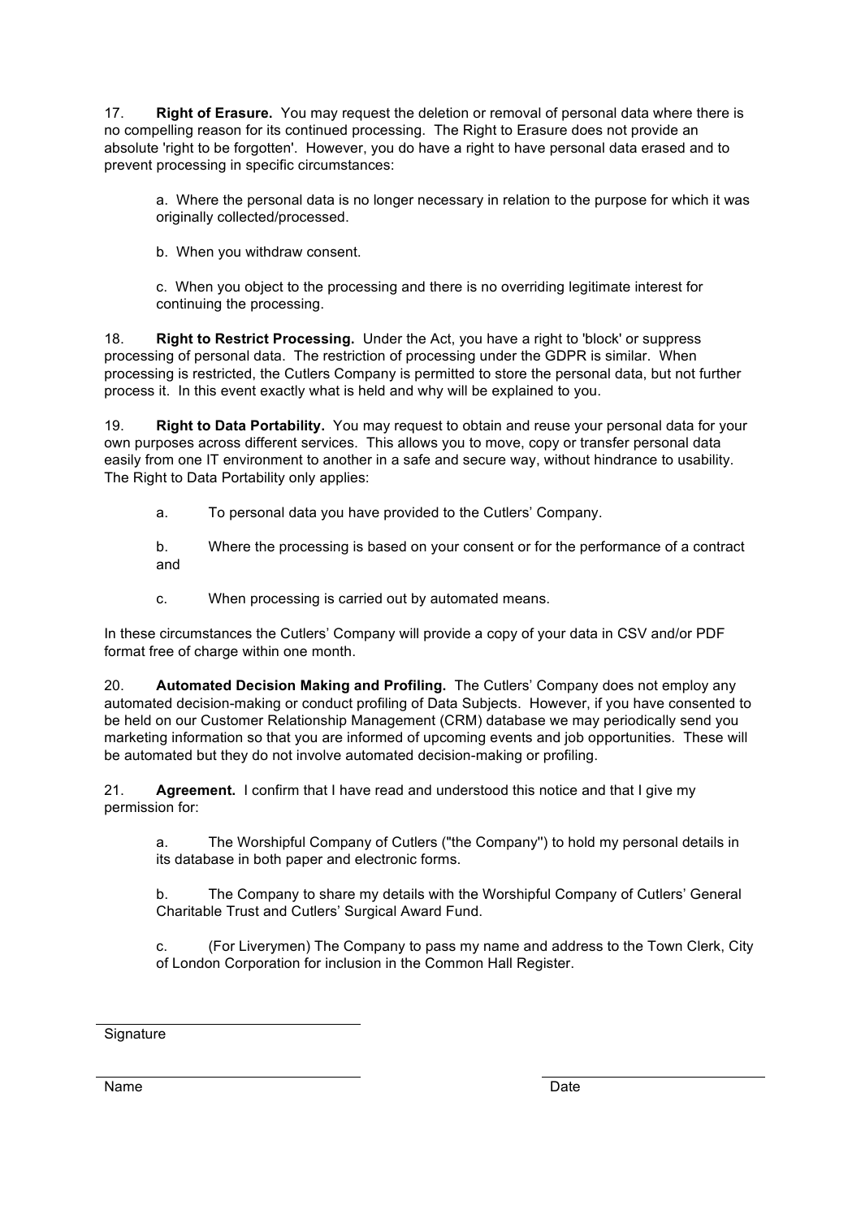17. **Right of Erasure.** You may request the deletion or removal of personal data where there is no compelling reason for its continued processing. The Right to Erasure does not provide an absolute 'right to be forgotten'. However, you do have a right to have personal data erased and to prevent processing in specific circumstances:

a. Where the personal data is no longer necessary in relation to the purpose for which it was originally collected/processed.

b. When you withdraw consent.

c. When you object to the processing and there is no overriding legitimate interest for continuing the processing.

18. **Right to Restrict Processing.** Under the Act, you have a right to 'block' or suppress processing of personal data. The restriction of processing under the GDPR is similar. When processing is restricted, the Cutlers Company is permitted to store the personal data, but not further process it. In this event exactly what is held and why will be explained to you.

19. **Right to Data Portability.** You may request to obtain and reuse your personal data for your own purposes across different services. This allows you to move, copy or transfer personal data easily from one IT environment to another in a safe and secure way, without hindrance to usability. The Right to Data Portability only applies:

a. To personal data you have provided to the Cutlers' Company.

b. Where the processing is based on your consent or for the performance of a contract and

c. When processing is carried out by automated means.

In these circumstances the Cutlers' Company will provide a copy of your data in CSV and/or PDF format free of charge within one month.

20. **Automated Decision Making and Profiling.** The Cutlers' Company does not employ any automated decision-making or conduct profiling of Data Subjects. However, if you have consented to be held on our Customer Relationship Management (CRM) database we may periodically send you marketing information so that you are informed of upcoming events and job opportunities. These will be automated but they do not involve automated decision-making or profiling.

21. **Agreement.** I confirm that I have read and understood this notice and that I give my permission for:

a. The Worshipful Company of Cutlers ("the Company") to hold my personal details in its database in both paper and electronic forms.

b. The Company to share my details with the Worshipful Company of Cutlers' General Charitable Trust and Cutlers' Surgical Award Fund.

c. (For Liverymen) The Company to pass my name and address to the Town Clerk, City of London Corporation for inclusion in the Common Hall Register.

Signature

Name

Date